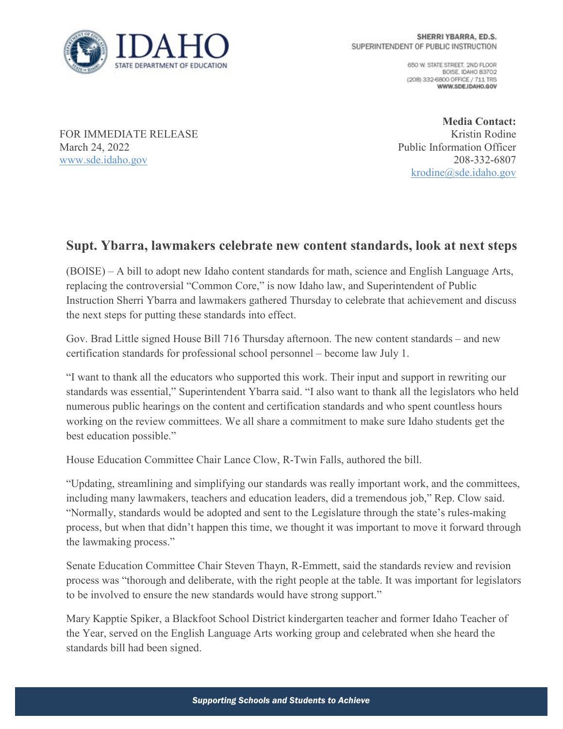**IDAHO**
STATE DEPARTMENT OF EDUCATION

**SHERRI YBARRA, ED.S.**
SUPERINTENDENT OF PUBLIC INSTRUCTION

650 W. STATE STREET, 2ND FLOOR
BOISE, IDAHO 83702
(208) 332-6800 OFFICE / 711 TRS
**WWW.SDE.IDAHO.GOV**

FOR IMMEDIATE RELEASE
March 24, 2022
www.sde.idaho.gov

**Media Contact:**
Kristin Rodine
Public Information Officer
208-332-6807
krodine@sde.idaho.gov

## Supt. Ybarra, lawmakers celebrate new content standards, look at next steps

(BOISE) – A bill to adopt new Idaho content standards for math, science and English Language Arts, replacing the controversial "Common Core," is now Idaho law, and Superintendent of Public Instruction Sherri Ybarra and lawmakers gathered Thursday to celebrate that achievement and discuss the next steps for putting these standards into effect.

Gov. Brad Little signed House Bill 716 Thursday afternoon. The new content standards – and new certification standards for professional school personnel – become law July 1.

"I want to thank all the educators who supported this work. Their input and support in rewriting our standards was essential," Superintendent Ybarra said. "I also want to thank all the legislators who held numerous public hearings on the content and certification standards and who spent countless hours working on the review committees. We all share a commitment to make sure Idaho students get the best education possible."

House Education Committee Chair Lance Clow, R-Twin Falls, authored the bill.

"Updating, streamlining and simplifying our standards was really important work, and the committees, including many lawmakers, teachers and education leaders, did a tremendous job," Rep. Clow said. "Normally, standards would be adopted and sent to the Legislature through the state's rules-making process, but when that didn't happen this time, we thought it was important to move it forward through the lawmaking process."

Senate Education Committee Chair Steven Thayn, R-Emmett, said the standards review and revision process was "thorough and deliberate, with the right people at the table. It was important for legislators to be involved to ensure the new standards would have strong support."

Mary Kapptie Spiker, a Blackfoot School District kindergarten teacher and former Idaho Teacher of the Year, served on the English Language Arts working group and celebrated when she heard the standards bill had been signed.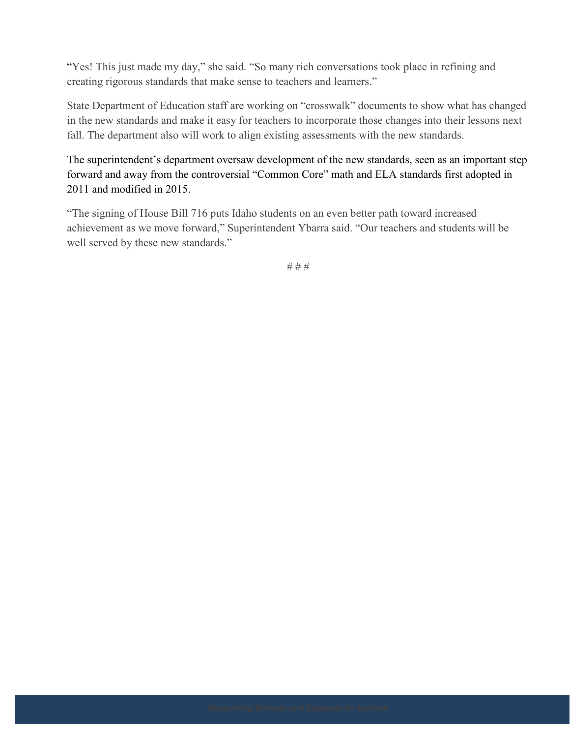"Yes! This just made my day," she said. "So many rich conversations took place in refining and creating rigorous standards that make sense to teachers and learners."

State Department of Education staff are working on "crosswalk" documents to show what has changed in the new standards and make it easy for teachers to incorporate those changes into their lessons next fall. The department also will work to align existing assessments with the new standards.

The superintendent's department oversaw development of the new standards, seen as an important step forward and away from the controversial "Common Core" math and ELA standards first adopted in 2011 and modified in 2015.

"The signing of House Bill 716 puts Idaho students on an even better path toward increased achievement as we move forward," Superintendent Ybarra said. "Our teachers and students will be well served by these new standards."

# # #